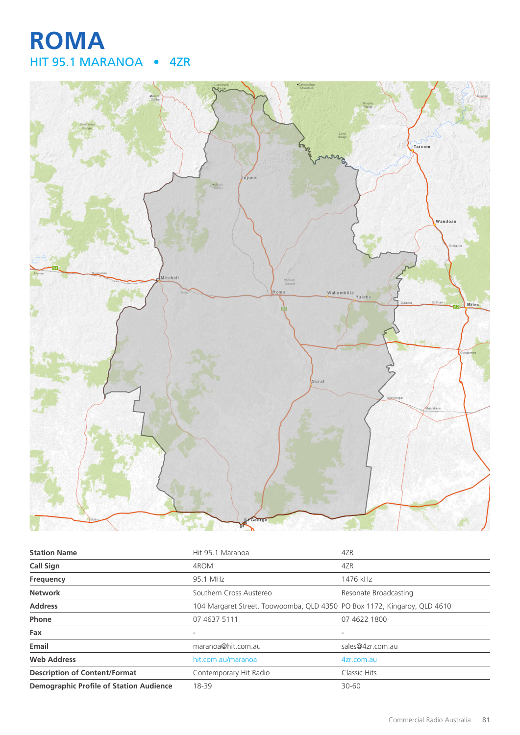# ROMA

## HIT 95.1 MARANOA • 4ZR

| Station Name | Hit 95.1 Maranoa | 4ZR |
|---|---|---|
| Call Sign | 4ROM | 4ZR |
| Frequency | 95.1 MHz | 1476 kHz |
| Network | Southern Cross Austereo | Resonate Broadcasting |
| Address | 104 Margaret Street, Toowoomba, QLD 4350 | PO Box 1172, Kingaroy, QLD 4610 |
| Phone | 07 4637 5111 | 07 4622 1800 |
| Fax | - | - |
| Email | maranoa@hit.com.au | sales@4zr.com.au |
| Web Address | hit.com.au/maranoa | 4zr.com.au |
| Description of Content/Format | Contemporary Hit Radio | Classic Hits |
| Demographic Profile of Station Audience | 18-39 | 30-60 |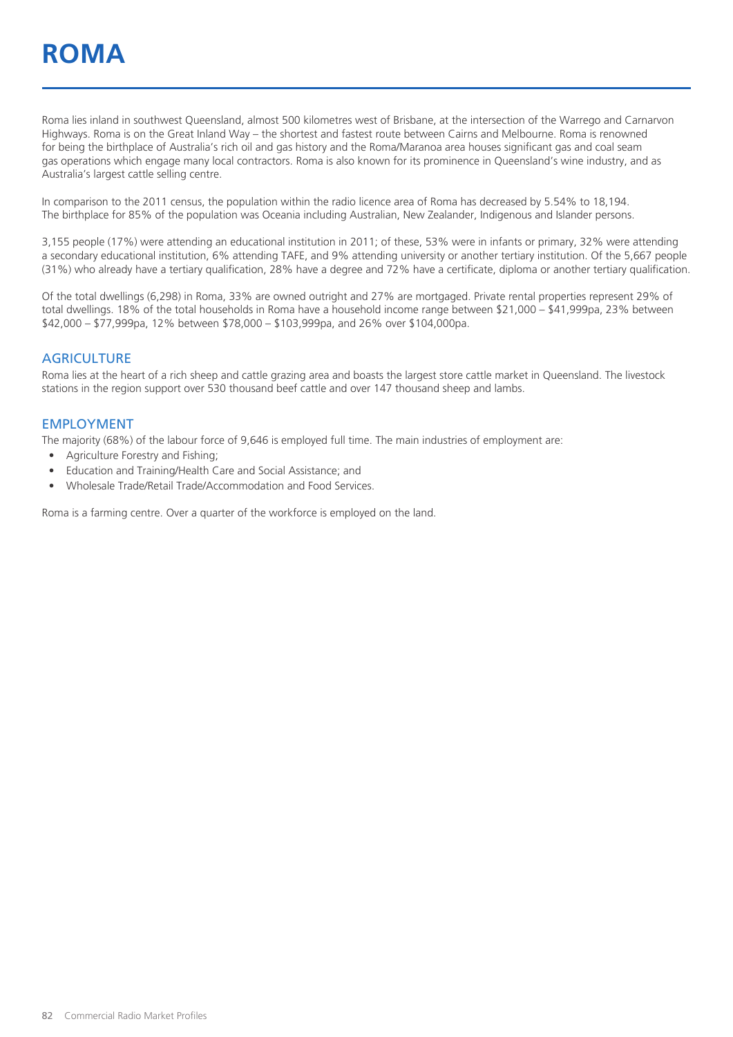# ROMA

Roma lies inland in southwest Queensland, almost 500 kilometres west of Brisbane, at the intersection of the Warrego and Carnarvon Highways. Roma is on the Great Inland Way – the shortest and fastest route between Cairns and Melbourne. Roma is renowned for being the birthplace of Australia's rich oil and gas history and the Roma/Maranoa area houses significant gas and coal seam gas operations which engage many local contractors. Roma is also known for its prominence in Queensland's wine industry, and as Australia's largest cattle selling centre.

In comparison to the 2011 census, the population within the radio licence area of Roma has decreased by 5.54% to 18,194. The birthplace for 85% of the population was Oceania including Australian, New Zealander, Indigenous and Islander persons.

3,155 people (17%) were attending an educational institution in 2011; of these, 53% were in infants or primary, 32% were attending a secondary educational institution, 6% attending TAFE, and 9% attending university or another tertiary institution. Of the 5,667 people (31%) who already have a tertiary qualification, 28% have a degree and 72% have a certificate, diploma or another tertiary qualification.

Of the total dwellings (6,298) in Roma, 33% are owned outright and 27% are mortgaged. Private rental properties represent 29% of total dwellings. 18% of the total households in Roma have a household income range between $21,000 – $41,999pa, 23% between $42,000 – $77,999pa, 12% between $78,000 – $103,999pa, and 26% over $104,000pa.

## AGRICULTURE

Roma lies at the heart of a rich sheep and cattle grazing area and boasts the largest store cattle market in Queensland. The livestock stations in the region support over 530 thousand beef cattle and over 147 thousand sheep and lambs.

## EMPLOYMENT

The majority (68%) of the labour force of 9,646 is employed full time. The main industries of employment are:

- Agriculture Forestry and Fishing;
- Education and Training/Health Care and Social Assistance; and
- Wholesale Trade/Retail Trade/Accommodation and Food Services.

Roma is a farming centre. Over a quarter of the workforce is employed on the land.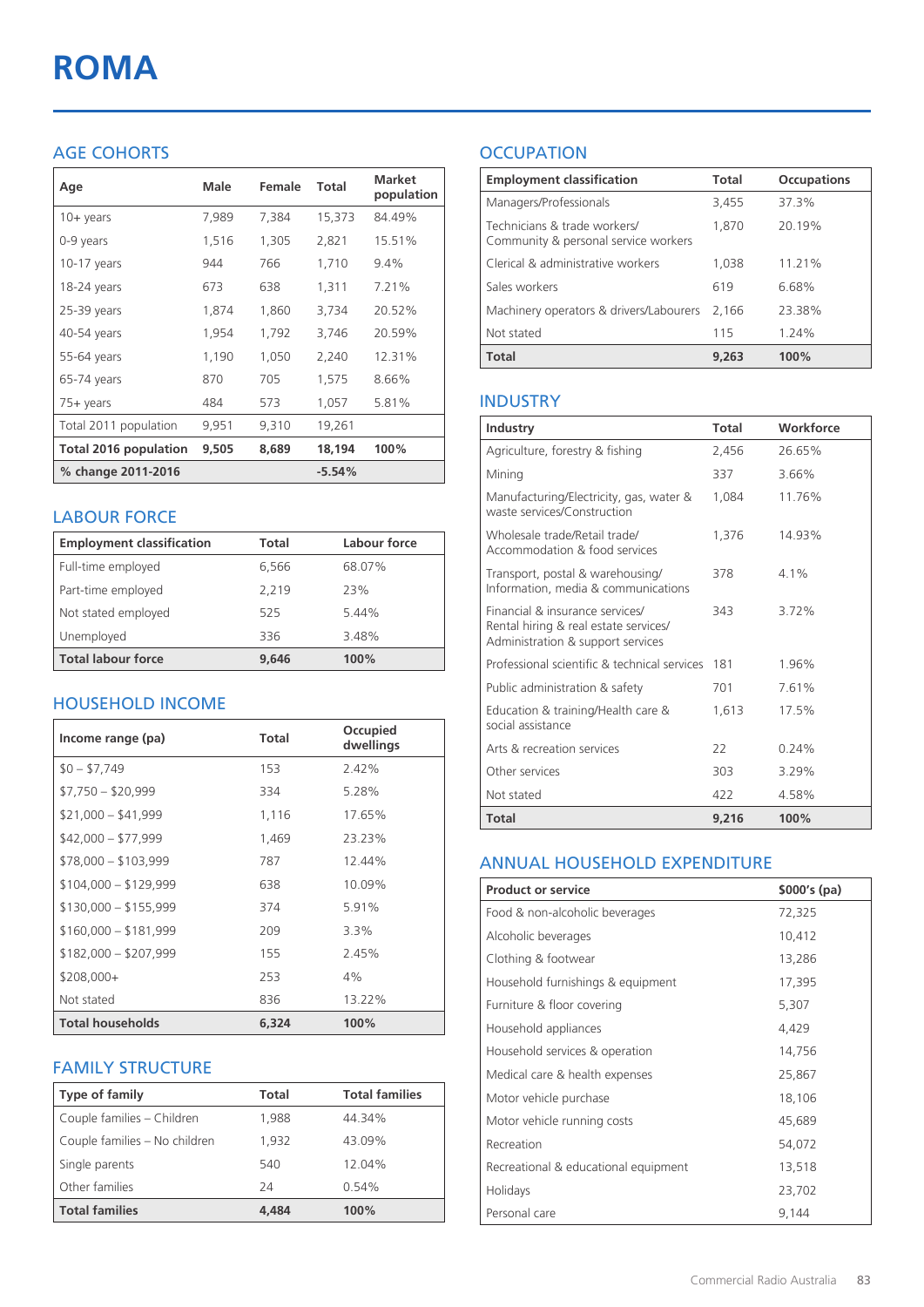# ROMA

## AGE COHORTS

| Age | Male | Female | Total | Market population |
|---|---|---|---|---|
| 10+ years | 7,989 | 7,384 | 15,373 | 84.49% |
| 0-9 years | 1,516 | 1,305 | 2,821 | 15.51% |
| 10-17 years | 944 | 766 | 1,710 | 9.4% |
| 18-24 years | 673 | 638 | 1,311 | 7.21% |
| 25-39 years | 1,874 | 1,860 | 3,734 | 20.52% |
| 40-54 years | 1,954 | 1,792 | 3,746 | 20.59% |
| 55-64 years | 1,190 | 1,050 | 2,240 | 12.31% |
| 65-74 years | 870 | 705 | 1,575 | 8.66% |
| 75+ years | 484 | 573 | 1,057 | 5.81% |
| Total 2011 population | 9,951 | 9,310 | 19,261 | |
| **Total 2016 population** | **9,505** | **8,689** | **18,194** | **100%** |
| **% change 2011-2016** | | | **-5.54%** | |

## LABOUR FORCE

| Employment classification | Total | Labour force |
|---|---|---|
| Full-time employed | 6,566 | 68.07% |
| Part-time employed | 2,219 | 23% |
| Not stated employed | 525 | 5.44% |
| Unemployed | 336 | 3.48% |
| **Total labour force** | **9,646** | **100%** |

## HOUSEHOLD INCOME

| Income range (pa) | Total | Occupied dwellings |
|---|---|---|
| $0 – $7,749 | 153 | 2.42% |
| $7,750 – $20,999 | 334 | 5.28% |
| $21,000 – $41,999 | 1,116 | 17.65% |
| $42,000 – $77,999 | 1,469 | 23.23% |
| $78,000 – $103,999 | 787 | 12.44% |
| $104,000 – $129,999 | 638 | 10.09% |
| $130,000 – $155,999 | 374 | 5.91% |
| $160,000 – $181,999 | 209 | 3.3% |
| $182,000 – $207,999 | 155 | 2.45% |
| $208,000+ | 253 | 4% |
| Not stated | 836 | 13.22% |
| **Total households** | **6,324** | **100%** |

## FAMILY STRUCTURE

| Type of family | Total | Total families |
|---|---|---|
| Couple families – Children | 1,988 | 44.34% |
| Couple families – No children | 1,932 | 43.09% |
| Single parents | 540 | 12.04% |
| Other families | 24 | 0.54% |
| **Total families** | **4,484** | **100%** |

## OCCUPATION

| Employment classification | Total | Occupations |
|---|---|---|
| Managers/Professionals | 3,455 | 37.3% |
| Technicians & trade workers/ Community & personal service workers | 1,870 | 20.19% |
| Clerical & administrative workers | 1,038 | 11.21% |
| Sales workers | 619 | 6.68% |
| Machinery operators & drivers/Labourers | 2,166 | 23.38% |
| Not stated | 115 | 1.24% |
| **Total** | **9,263** | **100%** |

## INDUSTRY

| Industry | Total | Workforce |
|---|---|---|
| Agriculture, forestry & fishing | 2,456 | 26.65% |
| Mining | 337 | 3.66% |
| Manufacturing/Electricity, gas, water & waste services/Construction | 1,084 | 11.76% |
| Wholesale trade/Retail trade/ Accommodation & food services | 1,376 | 14.93% |
| Transport, postal & warehousing/ Information, media & communications | 378 | 4.1% |
| Financial & insurance services/ Rental hiring & real estate services/ Administration & support services | 343 | 3.72% |
| Professional scientific & technical services | 181 | 1.96% |
| Public administration & safety | 701 | 7.61% |
| Education & training/Health care & social assistance | 1,613 | 17.5% |
| Arts & recreation services | 22 | 0.24% |
| Other services | 303 | 3.29% |
| Not stated | 422 | 4.58% |
| **Total** | **9,216** | **100%** |

## ANNUAL HOUSEHOLD EXPENDITURE

| Product or service | $000's (pa) |
|---|---|
| Food & non-alcoholic beverages | 72,325 |
| Alcoholic beverages | 10,412 |
| Clothing & footwear | 13,286 |
| Household furnishings & equipment | 17,395 |
| Furniture & floor covering | 5,307 |
| Household appliances | 4,429 |
| Household services & operation | 14,756 |
| Medical care & health expenses | 25,867 |
| Motor vehicle purchase | 18,106 |
| Motor vehicle running costs | 45,689 |
| Recreation | 54,072 |
| Recreational & educational equipment | 13,518 |
| Holidays | 23,702 |
| Personal care | 9,144 |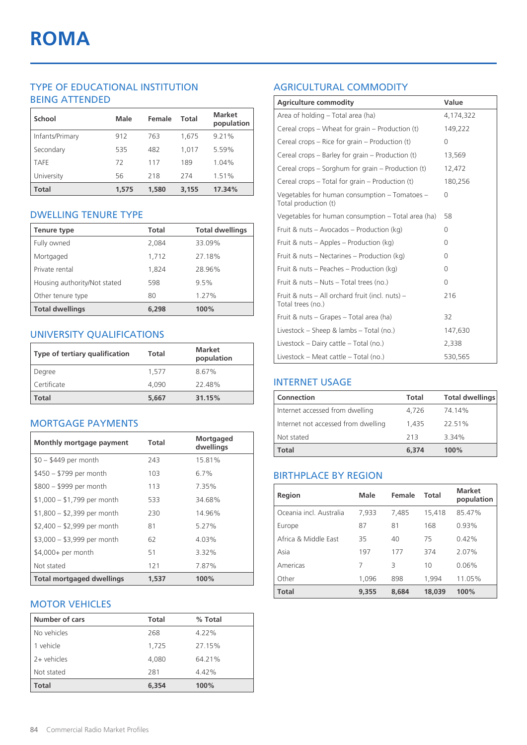# ROMA

## TYPE OF EDUCATIONAL INSTITUTION BEING ATTENDED

| School | Male | Female | Total | Market population |
|---|---|---|---|---|
| Infants/Primary | 912 | 763 | 1,675 | 9.21% |
| Secondary | 535 | 482 | 1,017 | 5.59% |
| TAFE | 72 | 117 | 189 | 1.04% |
| University | 56 | 218 | 274 | 1.51% |
| **Total** | **1,575** | **1,580** | **3,155** | **17.34%** |

## DWELLING TENURE TYPE

| Tenure type | Total | Total dwellings |
|---|---|---|
| Fully owned | 2,084 | 33.09% |
| Mortgaged | 1,712 | 27.18% |
| Private rental | 1,824 | 28.96% |
| Housing authority/Not stated | 598 | 9.5% |
| Other tenure type | 80 | 1.27% |
| **Total dwellings** | **6,298** | **100%** |

## UNIVERSITY QUALIFICATIONS

| Type of tertiary qualification | Total | Market population |
|---|---|---|
| Degree | 1,577 | 8.67% |
| Certificate | 4,090 | 22.48% |
| **Total** | **5,667** | **31.15%** |

## MORTGAGE PAYMENTS

| Monthly mortgage payment | Total | Mortgaged dwellings |
|---|---|---|
| $0 – $449 per month | 243 | 15.81% |
| $450 – $799 per month | 103 | 6.7% |
| $800 – $999 per month | 113 | 7.35% |
| $1,000 – $1,799 per month | 533 | 34.68% |
| $1,800 – $2,399 per month | 230 | 14.96% |
| $2,400 – $2,999 per month | 81 | 5.27% |
| $3,000 – $3,999 per month | 62 | 4.03% |
| $4,000+ per month | 51 | 3.32% |
| Not stated | 121 | 7.87% |
| **Total mortgaged dwellings** | **1,537** | **100%** |

## MOTOR VEHICLES

| Number of cars | Total | % Total |
|---|---|---|
| No vehicles | 268 | 4.22% |
| 1 vehicle | 1,725 | 27.15% |
| 2+ vehicles | 4,080 | 64.21% |
| Not stated | 281 | 4.42% |
| **Total** | **6,354** | **100%** |

## AGRICULTURAL COMMODITY

| Agriculture commodity | Value |
|---|---|
| Area of holding – Total area (ha) | 4,174,322 |
| Cereal crops – Wheat for grain – Production (t) | 149,222 |
| Cereal crops – Rice for grain – Production (t) | 0 |
| Cereal crops – Barley for grain – Production (t) | 13,569 |
| Cereal crops – Sorghum for grain – Production (t) | 12,472 |
| Cereal crops – Total for grain – Production (t) | 180,256 |
| Vegetables for human consumption – Tomatoes – Total production (t) | 0 |
| Vegetables for human consumption – Total area (ha) | 58 |
| Fruit & nuts – Avocados – Production (kg) | 0 |
| Fruit & nuts – Apples – Production (kg) | 0 |
| Fruit & nuts – Nectarines – Production (kg) | 0 |
| Fruit & nuts – Peaches – Production (kg) | 0 |
| Fruit & nuts – Nuts – Total trees (no.) | 0 |
| Fruit & nuts – All orchard fruit (incl. nuts) – Total trees (no.) | 216 |
| Fruit & nuts – Grapes – Total area (ha) | 32 |
| Livestock – Sheep & lambs – Total (no.) | 147,630 |
| Livestock – Dairy cattle – Total (no.) | 2,338 |
| Livestock – Meat cattle – Total (no.) | 530,565 |

## INTERNET USAGE

| Connection | Total | Total dwellings |
|---|---|---|
| Internet accessed from dwelling | 4,726 | 74.14% |
| Internet not accessed from dwelling | 1,435 | 22.51% |
| Not stated | 213 | 3.34% |
| **Total** | **6,374** | **100%** |

## BIRTHPLACE BY REGION

| Region | Male | Female | Total | Market population |
|---|---|---|---|---|
| Oceania incl. Australia | 7,933 | 7,485 | 15,418 | 85.47% |
| Europe | 87 | 81 | 168 | 0.93% |
| Africa & Middle East | 35 | 40 | 75 | 0.42% |
| Asia | 197 | 177 | 374 | 2.07% |
| Americas | 7 | 3 | 10 | 0.06% |
| Other | 1,096 | 898 | 1,994 | 11.05% |
| **Total** | **9,355** | **8,684** | **18,039** | **100%** |